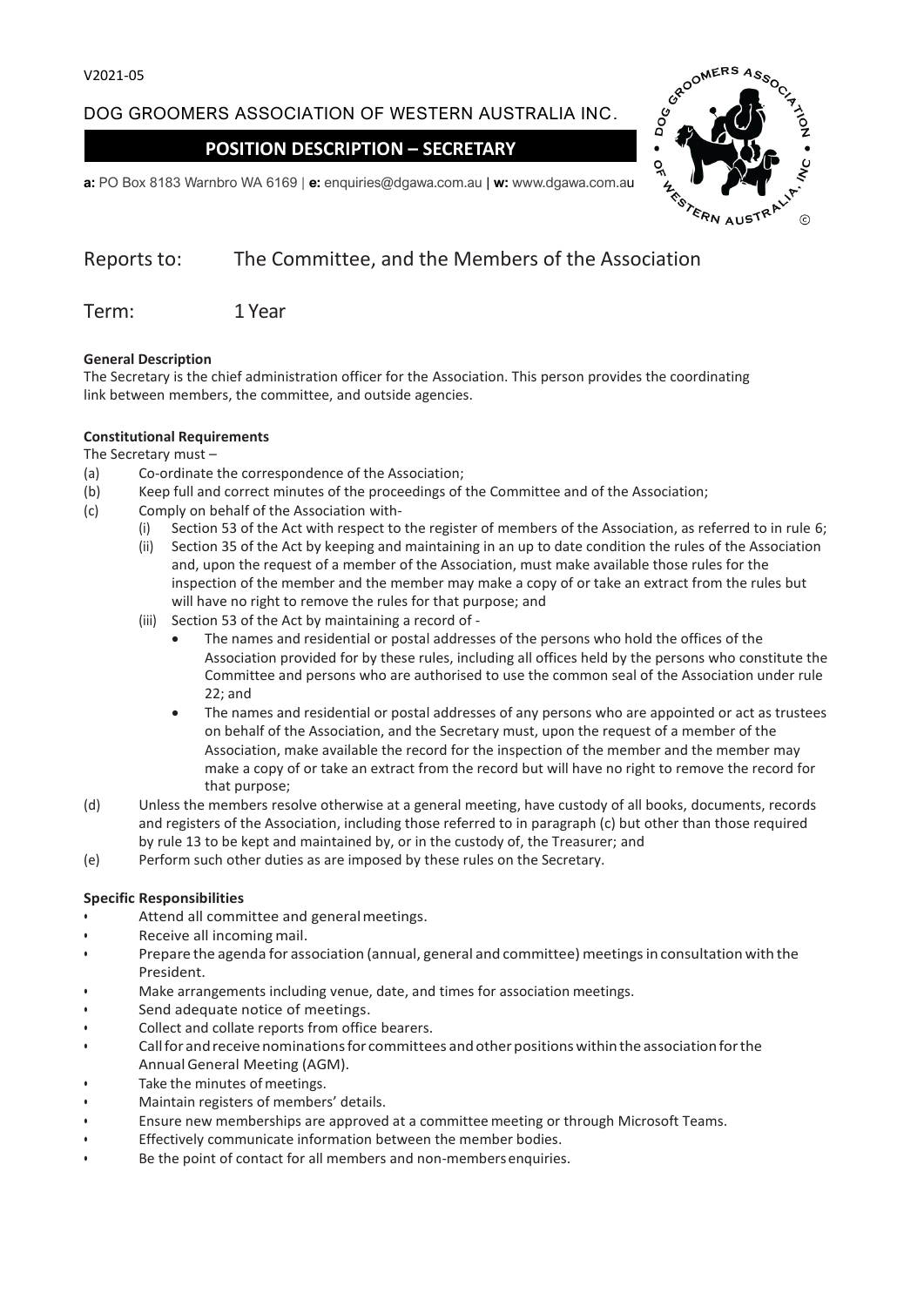V2021-05

DOG GROOMERS ASSOCIATION OF WESTERN AUSTRALIA INC.

# POSITION DESCRIPTION – SECRETARY

**a:** PO Box 8183 Warnbro WA 6169 | **e:** enquiries@dgawa.com.au | **w:** www.dgawa.com.au

## Reports to: The Committee, and the Members of the Association

## Term: 1 Year

**General Description**

The Secretary is the chief administration officer for the Association. This person provides the coordinating link between members, the committee, and outside agencies.

**Constitutional Requirements**

The Secretary must –

(a) Co-ordinate the correspondence of the Association;

(b) Keep full and correct minutes of the proceedings of the Committee and of the Association;

(c) Comply on behalf of the Association with-

  (i) Section 53 of the Act with respect to the register of members of the Association, as referred to in rule 6;

  (ii) Section 35 of the Act by keeping and maintaining in an up to date condition the rules of the Association and, upon the request of a member of the Association, must make available those rules for the inspection of the member and the member may make a copy of or take an extract from the rules but will have no right to remove the rules for that purpose; and

  (iii) Section 53 of the Act by maintaining a record of -

  - The names and residential or postal addresses of the persons who hold the offices of the Association provided for by these rules, including all offices held by the persons who constitute the Committee and persons who are authorised to use the common seal of the Association under rule 22; and
  - The names and residential or postal addresses of any persons who are appointed or act as trustees on behalf of the Association, and the Secretary must, upon the request of a member of the Association, make available the record for the inspection of the member and the member may make a copy of or take an extract from the record but will have no right to remove the record for that purpose;

(d) Unless the members resolve otherwise at a general meeting, have custody of all books, documents, records and registers of the Association, including those referred to in paragraph (c) but other than those required by rule 13 to be kept and maintained by, or in the custody of, the Treasurer; and

(e) Perform such other duties as are imposed by these rules on the Secretary.

**Specific Responsibilities**

- Attend all committee and general meetings.
- Receive all incoming mail.
- Prepare the agenda for association (annual, general and committee) meetings in consultation with the President.
- Make arrangements including venue, date, and times for association meetings.
- Send adequate notice of meetings.
- Collect and collate reports from office bearers.
- Call for and receive nominations for committees and other positions within the association for the Annual General Meeting (AGM).
- Take the minutes of meetings.
- Maintain registers of members' details.
- Ensure new memberships are approved at a committee meeting or through Microsoft Teams.
- Effectively communicate information between the member bodies.
- Be the point of contact for all members and non-members enquiries.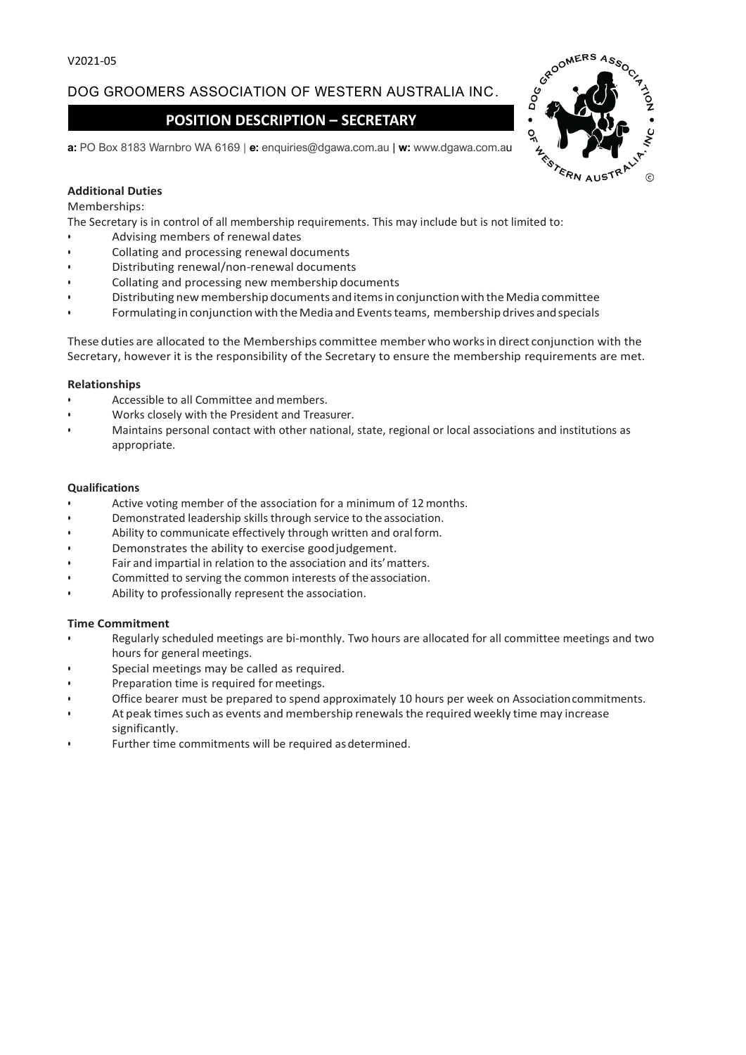V2021-05

DOG GROOMERS ASSOCIATION OF WESTERN AUSTRALIA INC.

## POSITION DESCRIPTION – SECRETARY

**a:** PO Box 8183 Warnbro WA 6169 | **e:** enquiries@dgawa.com.au | **w:** www.dgawa.com.au

### Additional Duties

Memberships:

The Secretary is in control of all membership requirements. This may include but is not limited to:

- Advising members of renewal dates
- Collating and processing renewal documents
- Distributing renewal/non-renewal documents
- Collating and processing new membership documents
- Distributing new membership documents and items in conjunction with the Media committee
- Formulating in conjunction with the Media and Events teams, membership drives and specials

These duties are allocated to the Memberships committee member who works in direct conjunction with the Secretary, however it is the responsibility of the Secretary to ensure the membership requirements are met.

### Relationships

- Accessible to all Committee and members.
- Works closely with the President and Treasurer.
- Maintains personal contact with other national, state, regional or local associations and institutions as appropriate.

### Qualifications

- Active voting member of the association for a minimum of 12 months.
- Demonstrated leadership skills through service to the association.
- Ability to communicate effectively through written and oral form.
- Demonstrates the ability to exercise good judgement.
- Fair and impartial in relation to the association and its' matters.
- Committed to serving the common interests of the association.
- Ability to professionally represent the association.

### Time Commitment

- Regularly scheduled meetings are bi-monthly. Two hours are allocated for all committee meetings and two hours for general meetings.
- Special meetings may be called as required.
- Preparation time is required for meetings.
- Office bearer must be prepared to spend approximately 10 hours per week on Association commitments.
- At peak times such as events and membership renewals the required weekly time may increase significantly.
- Further time commitments will be required as determined.